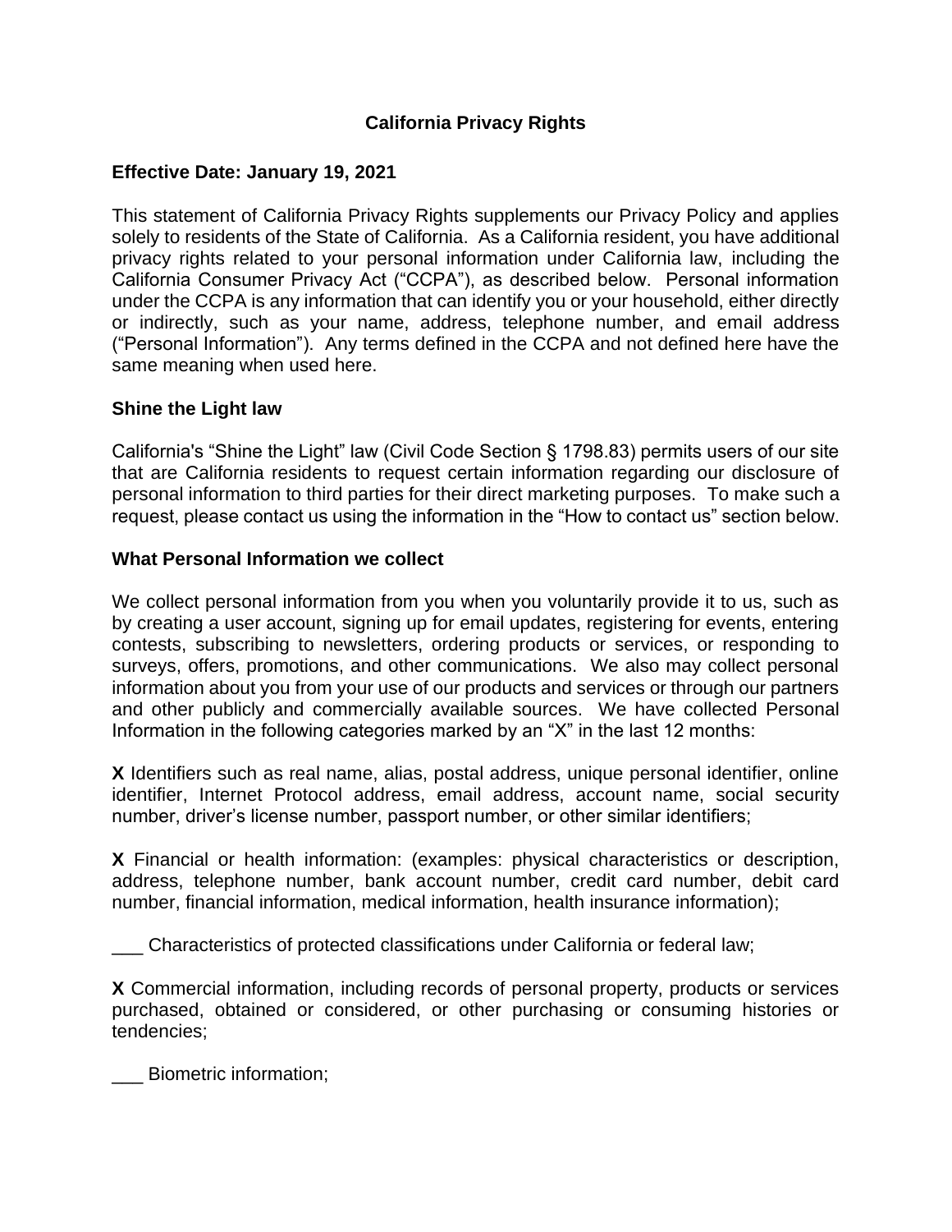# California Privacy Rights

**Effective Date: January 19, 2021**

This statement of California Privacy Rights supplements our Privacy Policy and applies solely to residents of the State of California. As a California resident, you have additional privacy rights related to your personal information under California law, including the California Consumer Privacy Act ("CCPA"), as described below. Personal information under the CCPA is any information that can identify you or your household, either directly or indirectly, such as your name, address, telephone number, and email address ("Personal Information"). Any terms defined in the CCPA and not defined here have the same meaning when used here.

## Shine the Light law

California's "Shine the Light" law (Civil Code Section § 1798.83) permits users of our site that are California residents to request certain information regarding our disclosure of personal information to third parties for their direct marketing purposes. To make such a request, please contact us using the information in the "How to contact us" section below.

## What Personal Information we collect

We collect personal information from you when you voluntarily provide it to us, such as by creating a user account, signing up for email updates, registering for events, entering contests, subscribing to newsletters, ordering products or services, or responding to surveys, offers, promotions, and other communications. We also may collect personal information about you from your use of our products and services or through our partners and other publicly and commercially available sources. We have collected Personal Information in the following categories marked by an "X" in the last 12 months:

**X** Identifiers such as real name, alias, postal address, unique personal identifier, online identifier, Internet Protocol address, email address, account name, social security number, driver's license number, passport number, or other similar identifiers;

**X** Financial or health information: (examples: physical characteristics or description, address, telephone number, bank account number, credit card number, debit card number, financial information, medical information, health insurance information);

___ Characteristics of protected classifications under California or federal law;

**X** Commercial information, including records of personal property, products or services purchased, obtained or considered, or other purchasing or consuming histories or tendencies;

___ Biometric information;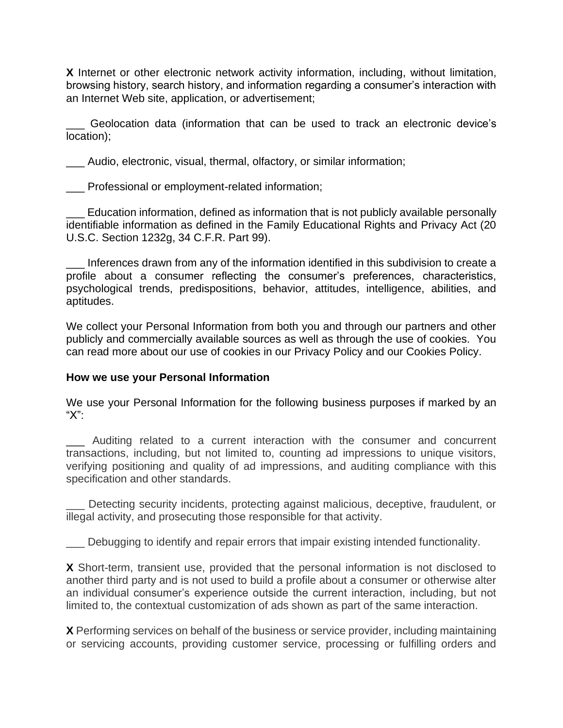**X** Internet or other electronic network activity information, including, without limitation, browsing history, search history, and information regarding a consumer's interaction with an Internet Web site, application, or advertisement;

___ Geolocation data (information that can be used to track an electronic device's location);

___ Audio, electronic, visual, thermal, olfactory, or similar information;

___ Professional or employment-related information;

___ Education information, defined as information that is not publicly available personally identifiable information as defined in the Family Educational Rights and Privacy Act (20 U.S.C. Section 1232g, 34 C.F.R. Part 99).

___ Inferences drawn from any of the information identified in this subdivision to create a profile about a consumer reflecting the consumer's preferences, characteristics, psychological trends, predispositions, behavior, attitudes, intelligence, abilities, and aptitudes.

We collect your Personal Information from both you and through our partners and other publicly and commercially available sources as well as through the use of cookies. You can read more about our use of cookies in our Privacy Policy and our Cookies Policy.

**How we use your Personal Information**

We use your Personal Information for the following business purposes if marked by an "X":

___ Auditing related to a current interaction with the consumer and concurrent transactions, including, but not limited to, counting ad impressions to unique visitors, verifying positioning and quality of ad impressions, and auditing compliance with this specification and other standards.

___ Detecting security incidents, protecting against malicious, deceptive, fraudulent, or illegal activity, and prosecuting those responsible for that activity.

___ Debugging to identify and repair errors that impair existing intended functionality.

**X** Short-term, transient use, provided that the personal information is not disclosed to another third party and is not used to build a profile about a consumer or otherwise alter an individual consumer's experience outside the current interaction, including, but not limited to, the contextual customization of ads shown as part of the same interaction.

**X** Performing services on behalf of the business or service provider, including maintaining or servicing accounts, providing customer service, processing or fulfilling orders and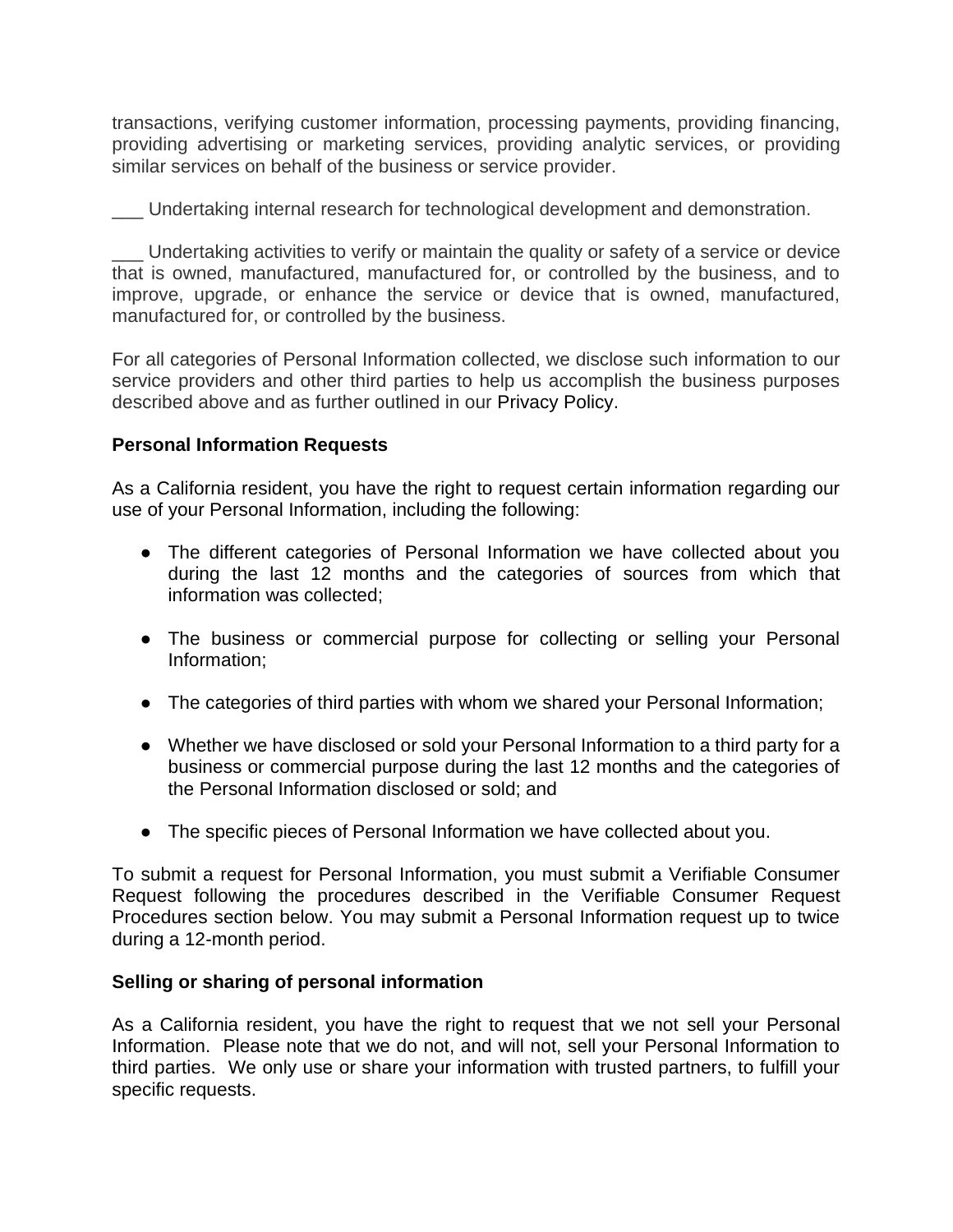transactions, verifying customer information, processing payments, providing financing, providing advertising or marketing services, providing analytic services, or providing similar services on behalf of the business or service provider.

___ Undertaking internal research for technological development and demonstration.

___ Undertaking activities to verify or maintain the quality or safety of a service or device that is owned, manufactured, manufactured for, or controlled by the business, and to improve, upgrade, or enhance the service or device that is owned, manufactured, manufactured for, or controlled by the business.

For all categories of Personal Information collected, we disclose such information to our service providers and other third parties to help us accomplish the business purposes described above and as further outlined in our Privacy Policy.

**Personal Information Requests**

As a California resident, you have the right to request certain information regarding our use of your Personal Information, including the following:

- The different categories of Personal Information we have collected about you during the last 12 months and the categories of sources from which that information was collected;
- The business or commercial purpose for collecting or selling your Personal Information;
- The categories of third parties with whom we shared your Personal Information;
- Whether we have disclosed or sold your Personal Information to a third party for a business or commercial purpose during the last 12 months and the categories of the Personal Information disclosed or sold; and
- The specific pieces of Personal Information we have collected about you.

To submit a request for Personal Information, you must submit a Verifiable Consumer Request following the procedures described in the Verifiable Consumer Request Procedures section below. You may submit a Personal Information request up to twice during a 12-month period.

**Selling or sharing of personal information**

As a California resident, you have the right to request that we not sell your Personal Information. Please note that we do not, and will not, sell your Personal Information to third parties. We only use or share your information with trusted partners, to fulfill your specific requests.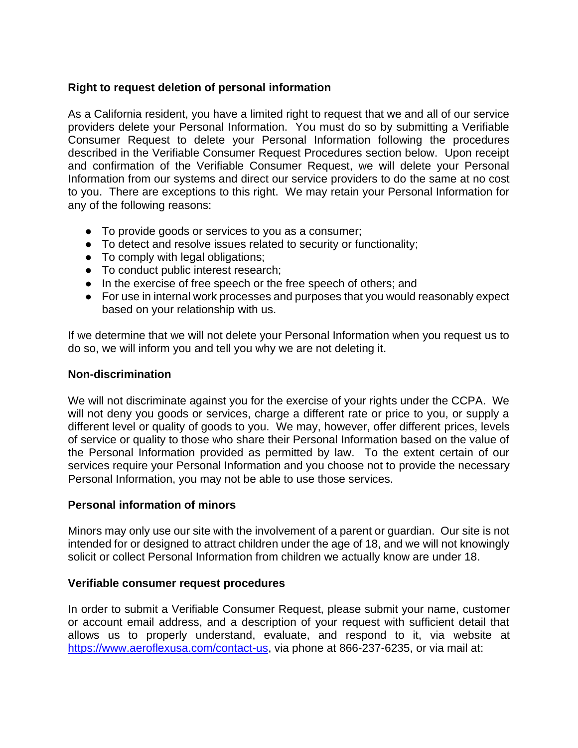**Right to request deletion of personal information**

As a California resident, you have a limited right to request that we and all of our service providers delete your Personal Information. You must do so by submitting a Verifiable Consumer Request to delete your Personal Information following the procedures described in the Verifiable Consumer Request Procedures section below. Upon receipt and confirmation of the Verifiable Consumer Request, we will delete your Personal Information from our systems and direct our service providers to do the same at no cost to you. There are exceptions to this right. We may retain your Personal Information for any of the following reasons:

- To provide goods or services to you as a consumer;
- To detect and resolve issues related to security or functionality;
- To comply with legal obligations;
- To conduct public interest research;
- In the exercise of free speech or the free speech of others; and
- For use in internal work processes and purposes that you would reasonably expect based on your relationship with us.

If we determine that we will not delete your Personal Information when you request us to do so, we will inform you and tell you why we are not deleting it.

**Non-discrimination**

We will not discriminate against you for the exercise of your rights under the CCPA. We will not deny you goods or services, charge a different rate or price to you, or supply a different level or quality of goods to you. We may, however, offer different prices, levels of service or quality to those who share their Personal Information based on the value of the Personal Information provided as permitted by law. To the extent certain of our services require your Personal Information and you choose not to provide the necessary Personal Information, you may not be able to use those services.

**Personal information of minors**

Minors may only use our site with the involvement of a parent or guardian. Our site is not intended for or designed to attract children under the age of 18, and we will not knowingly solicit or collect Personal Information from children we actually know are under 18.

**Verifiable consumer request procedures**

In order to submit a Verifiable Consumer Request, please submit your name, customer or account email address, and a description of your request with sufficient detail that allows us to properly understand, evaluate, and respond to it, via website at [https://www.aeroflexusa.com/contact-us](https://www.aeroflexusa.com/contact-us), via phone at 866-237-6235, or via mail at: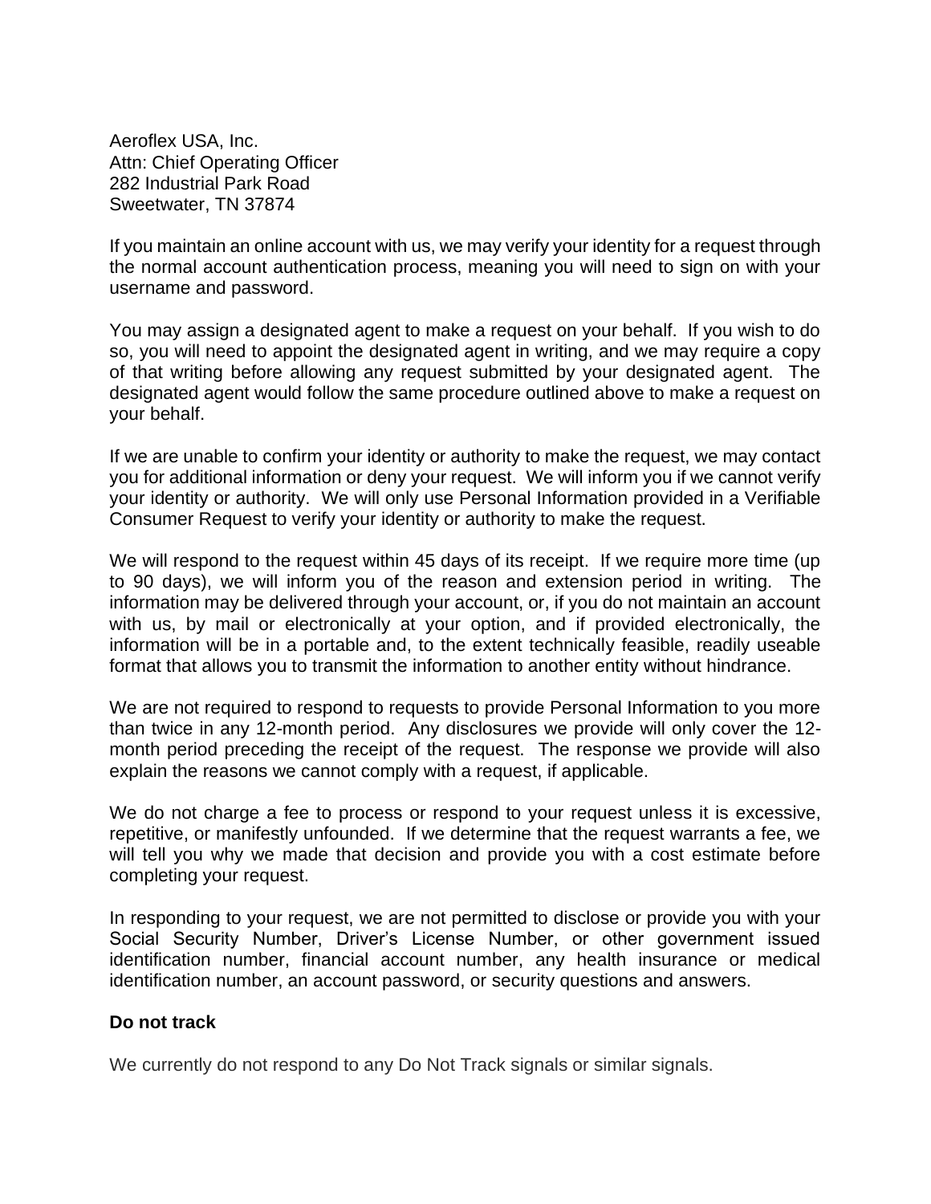Aeroflex USA, Inc.
Attn: Chief Operating Officer
282 Industrial Park Road
Sweetwater, TN 37874

If you maintain an online account with us, we may verify your identity for a request through the normal account authentication process, meaning you will need to sign on with your username and password.

You may assign a designated agent to make a request on your behalf. If you wish to do so, you will need to appoint the designated agent in writing, and we may require a copy of that writing before allowing any request submitted by your designated agent. The designated agent would follow the same procedure outlined above to make a request on your behalf.

If we are unable to confirm your identity or authority to make the request, we may contact you for additional information or deny your request. We will inform you if we cannot verify your identity or authority. We will only use Personal Information provided in a Verifiable Consumer Request to verify your identity or authority to make the request.

We will respond to the request within 45 days of its receipt. If we require more time (up to 90 days), we will inform you of the reason and extension period in writing. The information may be delivered through your account, or, if you do not maintain an account with us, by mail or electronically at your option, and if provided electronically, the information will be in a portable and, to the extent technically feasible, readily useable format that allows you to transmit the information to another entity without hindrance.

We are not required to respond to requests to provide Personal Information to you more than twice in any 12-month period. Any disclosures we provide will only cover the 12-month period preceding the receipt of the request. The response we provide will also explain the reasons we cannot comply with a request, if applicable.

We do not charge a fee to process or respond to your request unless it is excessive, repetitive, or manifestly unfounded. If we determine that the request warrants a fee, we will tell you why we made that decision and provide you with a cost estimate before completing your request.

In responding to your request, we are not permitted to disclose or provide you with your Social Security Number, Driver's License Number, or other government issued identification number, financial account number, any health insurance or medical identification number, an account password, or security questions and answers.

**Do not track**

We currently do not respond to any Do Not Track signals or similar signals.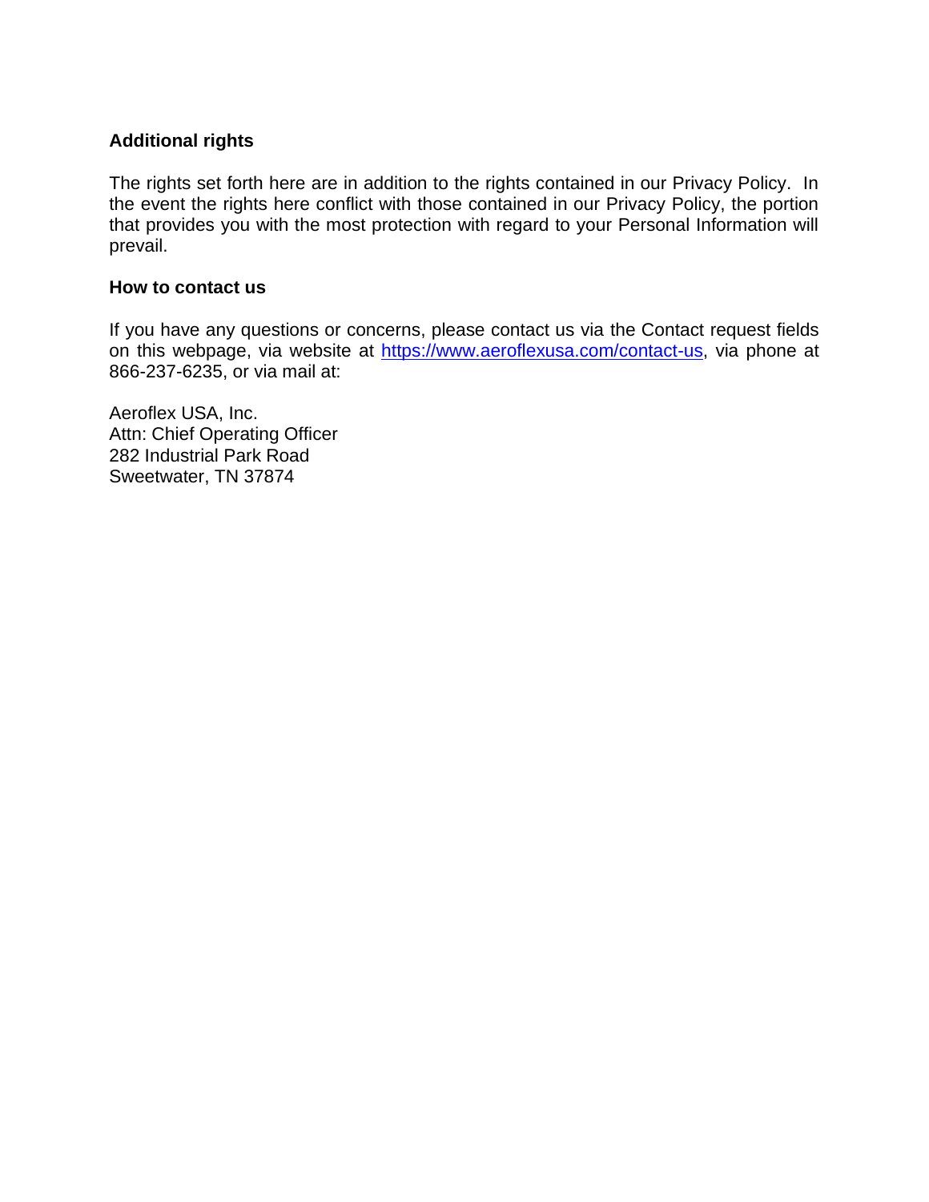## Additional rights

The rights set forth here are in addition to the rights contained in our Privacy Policy. In the event the rights here conflict with those contained in our Privacy Policy, the portion that provides you with the most protection with regard to your Personal Information will prevail.

## How to contact us

If you have any questions or concerns, please contact us via the Contact request fields on this webpage, via website at [https://www.aeroflexusa.com/contact-us](https://www.aeroflexusa.com/contact-us), via phone at 866-237-6235, or via mail at:

Aeroflex USA, Inc.
Attn: Chief Operating Officer
282 Industrial Park Road
Sweetwater, TN 37874